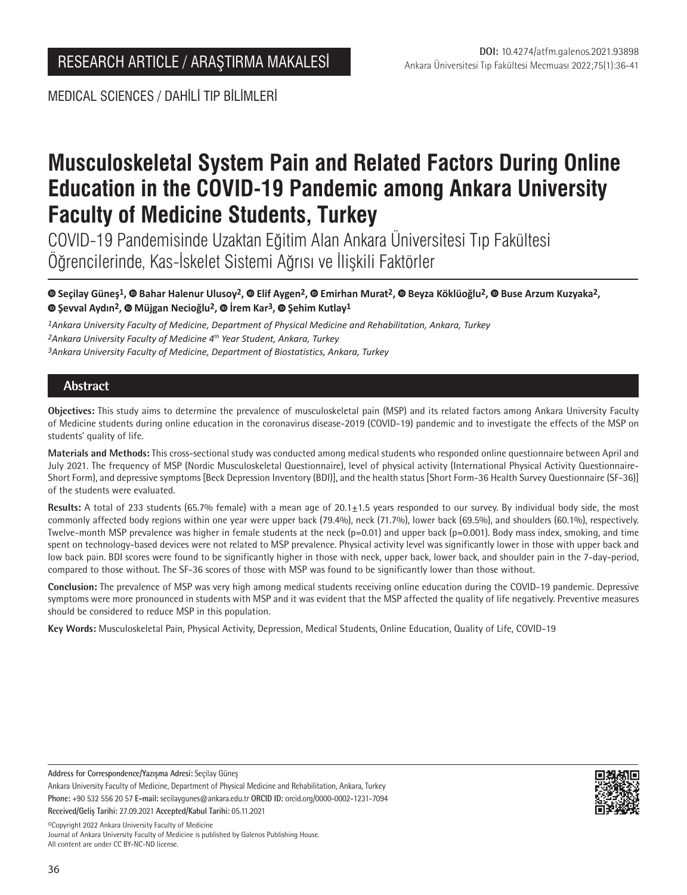RESEARCH ARTICLE / ARAŞTIRMA MAKALESİ

DOI: 10.4274/atfm.galenos.2021.93898

MEDICAL SCIENCES / DAHİLİ TIP BİLİMLERİ

# Musculoskeletal System Pain and Related Factors During Online Education in the COVID-19 Pandemic among Ankara University Faculty of Medicine Students, Turkey

COVID-19 Pandemisinde Uzaktan Eğitim Alan Ankara Üniversitesi Tıp Fakültesi Öğrencilerinde, Kas-İskelet Sistemi Ağrısı ve İlişkili Faktörler

**Seçilay Güneş[1], Bahar Halenur Ulusoy[2], Elif Aygen[2], Emirhan Murat[2], Beyza Köklüoğlu[2], Buse Arzum Kuzyaka[2], Şevval Aydın[2], Müjgan Necioğlu[2], İrem Kar[3], Şehim Kutlay[1]**

[1]*Ankara University Faculty of Medicine, Department of Physical Medicine and Rehabilitation, Ankara, Turkey*

[2]*Ankara University Faculty of Medicine 4th Year Student, Ankara, Turkey*

[3]*Ankara University Faculty of Medicine, Department of Biostatistics, Ankara, Turkey*

## Abstract

**Objectives:** This study aims to determine the prevalence of musculoskeletal pain (MSP) and its related factors among Ankara University Faculty of Medicine students during online education in the coronavirus disease-2019 (COVID-19) pandemic and to investigate the effects of the MSP on students' quality of life.

**Materials and Methods:** This cross-sectional study was conducted among medical students who responded online questionnaire between April and July 2021. The frequency of MSP (Nordic Musculoskeletal Questionnaire), level of physical activity (International Physical Activity Questionnaire-Short Form), and depressive symptoms [Beck Depression Inventory (BDI)], and the health status [Short Form-36 Health Survey Questionnaire (SF-36)] of the students were evaluated.

**Results:** A total of 233 students (65.7% female) with a mean age of 20.1±1.5 years responded to our survey. By individual body side, the most commonly affected body regions within one year were upper back (79.4%), neck (71.7%), lower back (69.5%), and shoulders (60.1%), respectively. Twelve-month MSP prevalence was higher in female students at the neck ($p=0.01$) and upper back ($p=0.001$). Body mass index, smoking, and time spent on technology-based devices were not related to MSP prevalence. Physical activity level was significantly lower in those with upper back and low back pain. BDI scores were found to be significantly higher in those with neck, upper back, lower back, and shoulder pain in the 7-day-period, compared to those without. The SF-36 scores of those with MSP was found to be significantly lower than those without.

**Conclusion:** The prevalence of MSP was very high among medical students receiving online education during the COVID-19 pandemic. Depressive symptoms were more pronounced in students with MSP and it was evident that the MSP affected the quality of life negatively. Preventive measures should be considered to reduce MSP in this population.

**Key Words:** Musculoskeletal Pain, Physical Activity, Depression, Medical Students, Online Education, Quality of Life, COVID-19

**Address for Correspondence/Yazışma Adresi:** Seçilay Güneş

Ankara University Faculty of Medicine, Department of Physical Medicine and Rehabilitation, Ankara, Turkey

**Phone:** +90 532 556 20 57 **E-mail:** secilaygunes@ankara.edu.tr **ORCID ID:** orcid.org/0000-0002-1231-7094

**Received/Geliş Tarihi:** 27.09.2021 **Accepted/Kabul Tarihi:** 05.11.2021

©Copyright 2022 Ankara University Faculty of Medicine
Journal of Ankara University Faculty of Medicine is published by Galenos Publishing House.
All content are under CC BY-NC-ND license.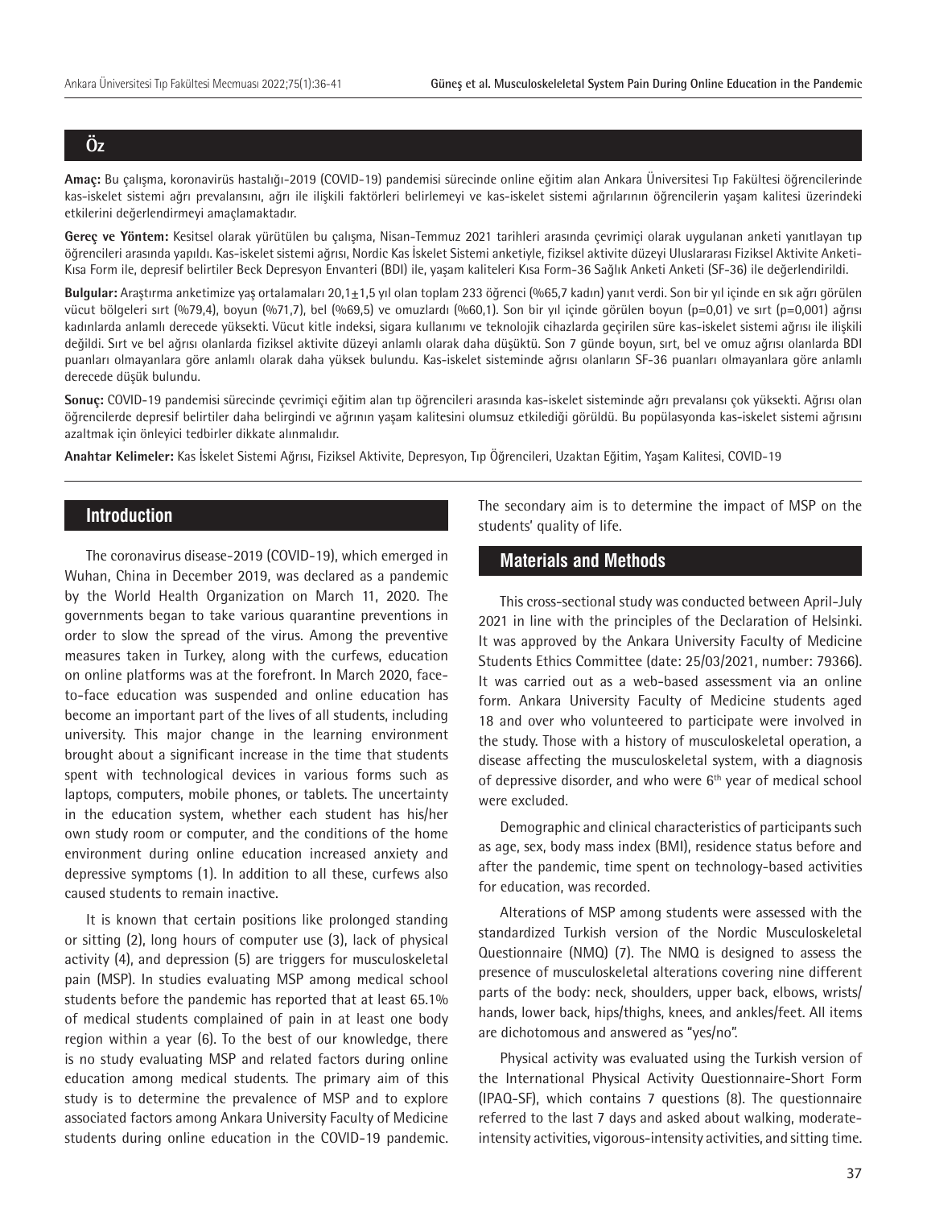## Öz

**Amaç:** Bu çalışma, koronavirüs hastalığı-2019 (COVID-19) pandemisi sürecinde online eğitim alan Ankara Üniversitesi Tıp Fakültesi öğrencilerinde kas-iskelet sistemi ağrı prevalansını, ağrı ile ilişkili faktörleri belirlemeyi ve kas-iskelet sistemi ağrılarının öğrencilerin yaşam kalitesi üzerindeki etkilerini değerlendirmeyi amaçlamaktadır.

**Gereç ve Yöntem:** Kesitsel olarak yürütülen bu çalışma, Nisan-Temmuz 2021 tarihleri arasında çevrimiçi olarak uygulanan anketi yanıtlayan tıp öğrencileri arasında yapıldı. Kas-iskelet sistemi ağrısı, Nordic Kas İskelet Sistemi anketiyle, fiziksel aktivite düzeyi Uluslararası Fiziksel Aktivite Anketi-Kısa Form ile, depresif belirtiler Beck Depresyon Envanteri (BDI) ile, yaşam kaliteleri Kısa Form-36 Sağlık Anketi Anketi (SF-36) ile değerlendirildi.

**Bulgular:** Araştırma anketimize yaş ortalamaları 20,1±1,5 yıl olan toplam 233 öğrenci (%65,7 kadın) yanıt verdi. Son bir yıl içinde en sık ağrı görülen vücut bölgeleri sırt (%79,4), boyun (%71,7), bel (%69,5) ve omuzlardı (%60,1). Son bir yıl içinde görülen boyun (p=0,01) ve sırt (p=0,001) ağrısı kadınlarda anlamlı derecede yüksekti. Vücut kitle indeksi, sigara kullanımı ve teknolojik cihazlarda geçirilen süre kas-iskelet sistemi ağrısı ile ilişkili değildi. Sırt ve bel ağrısı olanlarda fiziksel aktivite düzeyi anlamlı olarak daha düşüktü. Son 7 günde boyun, sırt, bel ve omuz ağrısı olanlarda BDI puanları olmayanlara göre anlamlı olarak daha yüksek bulundu. Kas-iskelet sisteminde ağrısı olanların SF-36 puanları olmayanlara göre anlamlı derecede düşük bulundu.

**Sonuç:** COVID-19 pandemisi sürecinde çevrimiçi eğitim alan tıp öğrencileri arasında kas-iskelet sisteminde ağrı prevalansı çok yüksekti. Ağrısı olan öğrencilerde depresif belirtiler daha belirgindi ve ağrının yaşam kalitesini olumsuz etkilediği görüldü. Bu popülasyonda kas-iskelet sistemi ağrısını azaltmak için önleyici tedbirler dikkate alınmalıdır.

**Anahtar Kelimeler:** Kas İskelet Sistemi Ağrısı, Fiziksel Aktivite, Depresyon, Tıp Öğrencileri, Uzaktan Eğitim, Yaşam Kalitesi, COVID-19

## Introduction

The coronavirus disease-2019 (COVID-19), which emerged in Wuhan, China in December 2019, was declared as a pandemic by the World Health Organization on March 11, 2020. The governments began to take various quarantine preventions in order to slow the spread of the virus. Among the preventive measures taken in Turkey, along with the curfews, education on online platforms was at the forefront. In March 2020, face-to-face education was suspended and online education has become an important part of the lives of all students, including university. This major change in the learning environment brought about a significant increase in the time that students spent with technological devices in various forms such as laptops, computers, mobile phones, or tablets. The uncertainty in the education system, whether each student has his/her own study room or computer, and the conditions of the home environment during online education increased anxiety and depressive symptoms (1). In addition to all these, curfews also caused students to remain inactive.

It is known that certain positions like prolonged standing or sitting (2), long hours of computer use (3), lack of physical activity (4), and depression (5) are triggers for musculoskeletal pain (MSP). In studies evaluating MSP among medical school students before the pandemic has reported that at least 65.1% of medical students complained of pain in at least one body region within a year (6). To the best of our knowledge, there is no study evaluating MSP and related factors during online education among medical students. The primary aim of this study is to determine the prevalence of MSP and to explore associated factors among Ankara University Faculty of Medicine students during online education in the COVID-19 pandemic. The secondary aim is to determine the impact of MSP on the students' quality of life.

## Materials and Methods

This cross-sectional study was conducted between April-July 2021 in line with the principles of the Declaration of Helsinki. It was approved by the Ankara University Faculty of Medicine Students Ethics Committee (date: 25/03/2021, number: 79366). It was carried out as a web-based assessment via an online form. Ankara University Faculty of Medicine students aged 18 and over who volunteered to participate were involved in the study. Those with a history of musculoskeletal operation, a disease affecting the musculoskeletal system, with a diagnosis of depressive disorder, and who were 6th year of medical school were excluded.

Demographic and clinical characteristics of participants such as age, sex, body mass index (BMI), residence status before and after the pandemic, time spent on technology-based activities for education, was recorded.

Alterations of MSP among students were assessed with the standardized Turkish version of the Nordic Musculoskeletal Questionnaire (NMQ) (7). The NMQ is designed to assess the presence of musculoskeletal alterations covering nine different parts of the body: neck, shoulders, upper back, elbows, wrists/hands, lower back, hips/thighs, knees, and ankles/feet. All items are dichotomous and answered as "yes/no".

Physical activity was evaluated using the Turkish version of the International Physical Activity Questionnaire-Short Form (IPAQ-SF), which contains 7 questions (8). The questionnaire referred to the last 7 days and asked about walking, moderate-intensity activities, vigorous-intensity activities, and sitting time.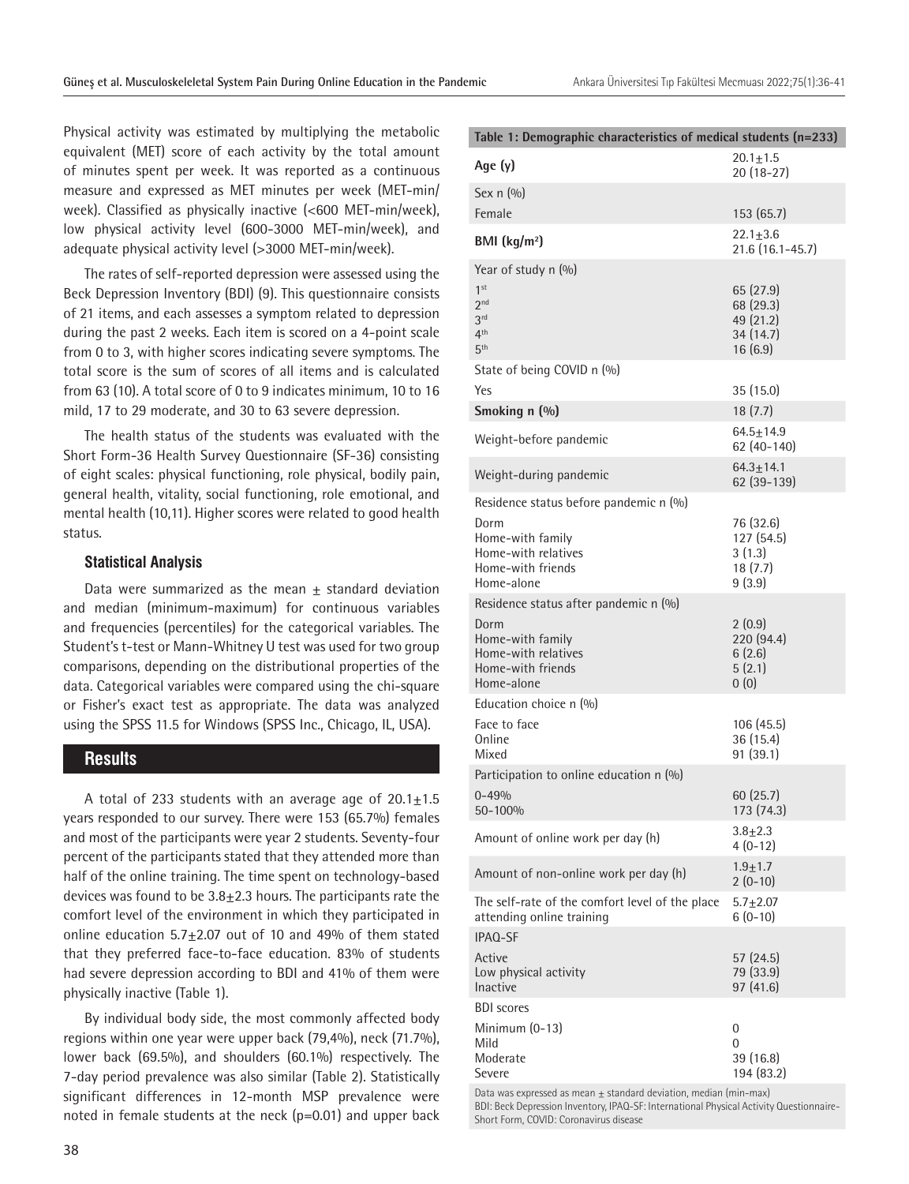Physical activity was estimated by multiplying the metabolic equivalent (MET) score of each activity by the total amount of minutes spent per week. It was reported as a continuous measure and expressed as MET minutes per week (MET-min/week). Classified as physically inactive (<600 MET-min/week), low physical activity level (600-3000 MET-min/week), and adequate physical activity level (>3000 MET-min/week).

The rates of self-reported depression were assessed using the Beck Depression Inventory (BDI) (9). This questionnaire consists of 21 items, and each assesses a symptom related to depression during the past 2 weeks. Each item is scored on a 4-point scale from 0 to 3, with higher scores indicating severe symptoms. The total score is the sum of scores of all items and is calculated from 63 (10). A total score of 0 to 9 indicates minimum, 10 to 16 mild, 17 to 29 moderate, and 30 to 63 severe depression.

The health status of the students was evaluated with the Short Form-36 Health Survey Questionnaire (SF-36) consisting of eight scales: physical functioning, role physical, bodily pain, general health, vitality, social functioning, role emotional, and mental health (10,11). Higher scores were related to good health status.

### Statistical Analysis

Data were summarized as the mean ± standard deviation and median (minimum-maximum) for continuous variables and frequencies (percentiles) for the categorical variables. The Student's t-test or Mann-Whitney U test was used for two group comparisons, depending on the distributional properties of the data. Categorical variables were compared using the chi-square or Fisher's exact test as appropriate. The data was analyzed using the SPSS 11.5 for Windows (SPSS Inc., Chicago, IL, USA).

## Results

A total of 233 students with an average age of 20.1±1.5 years responded to our survey. There were 153 (65.7%) females and most of the participants were year 2 students. Seventy-four percent of the participants stated that they attended more than half of the online training. The time spent on technology-based devices was found to be 3.8±2.3 hours. The participants rate the comfort level of the environment in which they participated in online education 5.7±2.07 out of 10 and 49% of them stated that they preferred face-to-face education. 83% of students had severe depression according to BDI and 41% of them were physically inactive (Table 1).

By individual body side, the most commonly affected body regions within one year were upper back (79,4%), neck (71.7%), lower back (69.5%), and shoulders (60.1%) respectively. The 7-day period prevalence was also similar (Table 2). Statistically significant differences in 12-month MSP prevalence were noted in female students at the neck (p=0.01) and upper back

| Table 1: Demographic characteristics of medical students (n=233) | |
|---|---|
| **Age (y)** | 20.1±1.5<br>20 (18-27) |
| Sex n (%) | |
| Female | 153 (65.7) |
| **BMI (kg/m²)** | 22.1±3.6<br>21.6 (16.1-45.7) |
| Year of study n (%) | |
| 1st | 65 (27.9) |
| 2nd | 68 (29.3) |
| 3rd | 49 (21.2) |
| 4th | 34 (14.7) |
| 5th | 16 (6.9) |
| State of being COVID n (%) | |
| Yes | 35 (15.0) |
| **Smoking n (%)** | 18 (7.7) |
| Weight-before pandemic | 64.5±14.9<br>62 (40-140) |
| Weight-during pandemic | 64.3±14.1<br>62 (39-139) |
| Residence status before pandemic n (%) | |
| Dorm | 76 (32.6) |
| Home-with family | 127 (54.5) |
| Home-with relatives | 3 (1.3) |
| Home-with friends | 18 (7.7) |
| Home-alone | 9 (3.9) |
| Residence status after pandemic n (%) | |
| Dorm | 2 (0.9) |
| Home-with family | 220 (94.4) |
| Home-with relatives | 6 (2.6) |
| Home-with friends | 5 (2.1) |
| Home-alone | 0 (0) |
| Education choice n (%) | |
| Face to face | 106 (45.5) |
| Online | 36 (15.4) |
| Mixed | 91 (39.1) |
| Participation to online education n (%) | |
| 0-49% | 60 (25.7) |
| 50-100% | 173 (74.3) |
| Amount of online work per day (h) | 3.8±2.3<br>4 (0-12) |
| Amount of non-online work per day (h) | 1.9±1.7<br>2 (0-10) |
| The self-rate of the comfort level of the place attending online training | 5.7±2.07<br>6 (0-10) |
| IPAQ-SF | |
| Active | 57 (24.5) |
| Low physical activity | 79 (33.9) |
| Inactive | 97 (41.6) |
| BDI scores | |
| Minimum (0-13) | 0 |
| Mild | 0 |
| Moderate | 39 (16.8) |
| Severe | 194 (83.2) |

Data was expressed as mean ± standard deviation, median (min-max)
BDI: Beck Depression Inventory, IPAQ-SF: International Physical Activity Questionnaire-Short Form, COVID: Coronavirus disease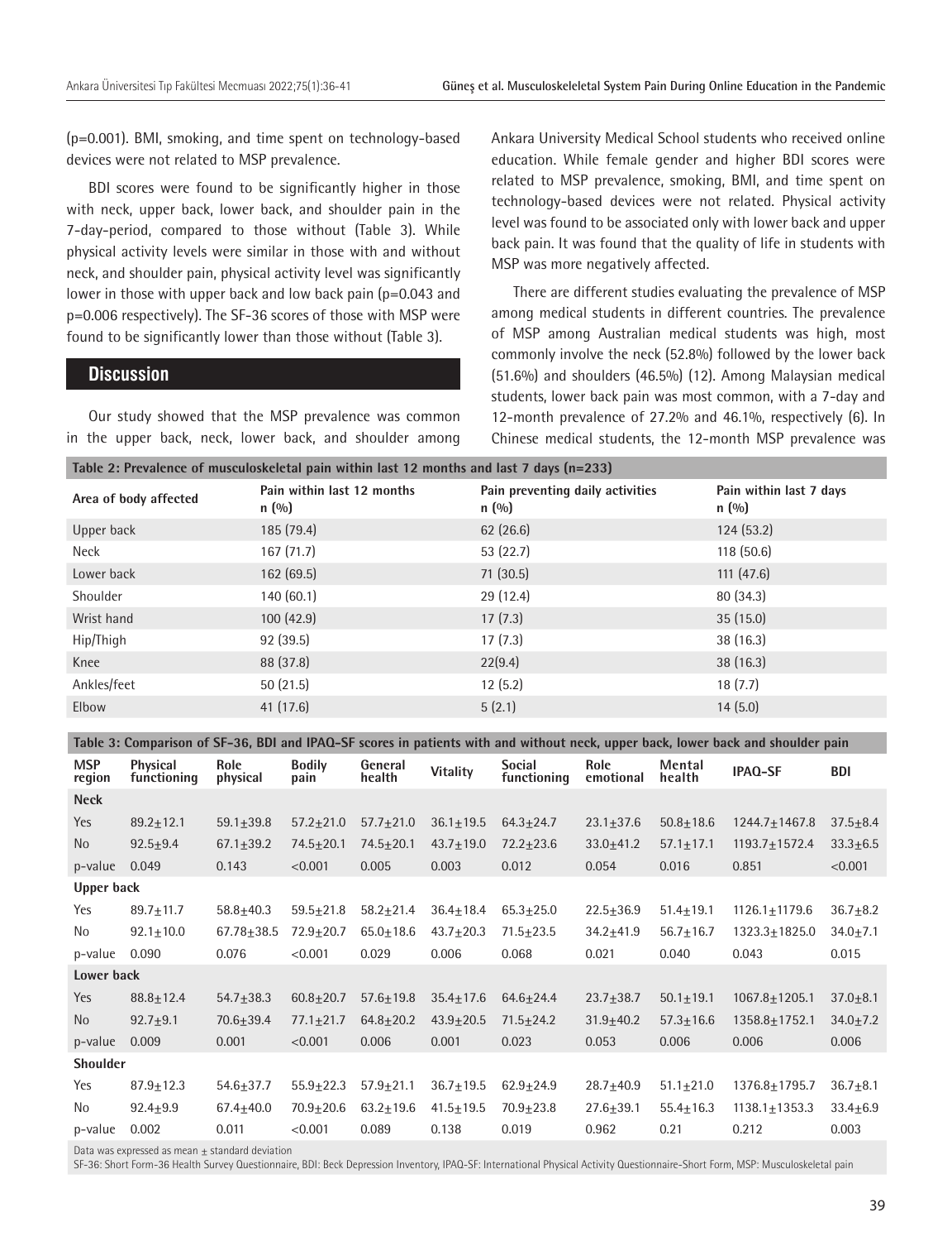(p=0.001). BMI, smoking, and time spent on technology-based devices were not related to MSP prevalence.

BDI scores were found to be significantly higher in those with neck, upper back, lower back, and shoulder pain in the 7-day-period, compared to those without (Table 3). While physical activity levels were similar in those with and without neck, and shoulder pain, physical activity level was significantly lower in those with upper back and low back pain (p=0.043 and p=0.006 respectively). The SF-36 scores of those with MSP were found to be significantly lower than those without (Table 3).

## Discussion

Our study showed that the MSP prevalence was common in the upper back, neck, lower back, and shoulder among Ankara University Medical School students who received online education. While female gender and higher BDI scores were related to MSP prevalence, smoking, BMI, and time spent on technology-based devices were not related. Physical activity level was found to be associated only with lower back and upper back pain. It was found that the quality of life in students with MSP was more negatively affected.

There are different studies evaluating the prevalence of MSP among medical students in different countries. The prevalence of MSP among Australian medical students was high, most commonly involve the neck (52.8%) followed by the lower back (51.6%) and shoulders (46.5%) (12). Among Malaysian medical students, lower back pain was most common, with a 7-day and 12-month prevalence of 27.2% and 46.1%, respectively (6). In Chinese medical students, the 12-month MSP prevalence was

**Table 2: Prevalence of musculoskeletal pain within last 12 months and last 7 days (n=233)**

| Area of body affected | Pain within last 12 months n (%) | Pain preventing daily activities n (%) | Pain within last 7 days n (%) |
|---|---|---|---|
| Upper back | 185 (79.4) | 62 (26.6) | 124 (53.2) |
| Neck | 167 (71.7) | 53 (22.7) | 118 (50.6) |
| Lower back | 162 (69.5) | 71 (30.5) | 111 (47.6) |
| Shoulder | 140 (60.1) | 29 (12.4) | 80 (34.3) |
| Wrist hand | 100 (42.9) | 17 (7.3) | 35 (15.0) |
| Hip/Thigh | 92 (39.5) | 17 (7.3) | 38 (16.3) |
| Knee | 88 (37.8) | 22(9.4) | 38 (16.3) |
| Ankles/feet | 50 (21.5) | 12 (5.2) | 18 (7.7) |
| Elbow | 41 (17.6) | 5 (2.1) | 14 (5.0) |

**Table 3: Comparison of SF-36, BDI and IPAQ-SF scores in patients with and without neck, upper back, lower back and shoulder pain**

| MSP region | Physical functioning | Role physical | Bodily pain | General health | Vitality | Social functioning | Role emotional | Mental health | IPAQ-SF | BDI |
|---|---|---|---|---|---|---|---|---|---|---|
| **Neck** | | | | | | | | | | |
| Yes | 89.2±12.1 | 59.1±39.8 | 57.2±21.0 | 57.7±21.0 | 36.1±19.5 | 64.3±24.7 | 23.1±37.6 | 50.8±18.6 | 1244.7±1467.8 | 37.5±8.4 |
| No | 92.5±9.4 | 67.1±39.2 | 74.5±20.1 | 74.5±20.1 | 43.7±19.0 | 72.2±23.6 | 33.0±41.2 | 57.1±17.1 | 1193.7±1572.4 | 33.3±6.5 |
| p-value | 0.049 | 0.143 | <0.001 | 0.005 | 0.003 | 0.012 | 0.054 | 0.016 | 0.851 | <0.001 |
| **Upper back** | | | | | | | | | | |
| Yes | 89.7±11.7 | 58.8±40.3 | 59.5±21.8 | 58.2±21.4 | 36.4±18.4 | 65.3±25.0 | 22.5±36.9 | 51.4±19.1 | 1126.1±1179.6 | 36.7±8.2 |
| No | 92.1±10.0 | 67.78±38.5 | 72.9±20.7 | 65.0±18.6 | 43.7±20.3 | 71.5±23.5 | 34.2±41.9 | 56.7±16.7 | 1323.3±1825.0 | 34.0±7.1 |
| p-value | 0.090 | 0.076 | <0.001 | 0.029 | 0.006 | 0.068 | 0.021 | 0.040 | 0.043 | 0.015 |
| **Lower back** | | | | | | | | | | |
| Yes | 88.8±12.4 | 54.7±38.3 | 60.8±20.7 | 57.6±19.8 | 35.4±17.6 | 64.6±24.4 | 23.7±38.7 | 50.1±19.1 | 1067.8±1205.1 | 37.0±8.1 |
| No | 92.7±9.1 | 70.6±39.4 | 77.1±21.7 | 64.8±20.2 | 43.9±20.5 | 71.5±24.2 | 31.9±40.2 | 57.3±16.6 | 1358.8±1752.1 | 34.0±7.2 |
| p-value | 0.009 | 0.001 | <0.001 | 0.006 | 0.001 | 0.023 | 0.053 | 0.006 | 0.006 | 0.006 |
| **Shoulder** | | | | | | | | | | |
| Yes | 87.9±12.3 | 54.6±37.7 | 55.9±22.3 | 57.9±21.1 | 36.7±19.5 | 62.9±24.9 | 28.7±40.9 | 51.1±21.0 | 1376.8±1795.7 | 36.7±8.1 |
| No | 92.4±9.9 | 67.4±40.0 | 70.9±20.6 | 63.2±19.6 | 41.5±19.5 | 70.9±23.8 | 27.6±39.1 | 55.4±16.3 | 1138.1±1353.3 | 33.4±6.9 |
| p-value | 0.002 | 0.011 | <0.001 | 0.089 | 0.138 | 0.019 | 0.962 | 0.21 | 0.212 | 0.003 |

Data was expressed as mean ± standard deviation

SF-36: Short Form-36 Health Survey Questionnaire, BDI: Beck Depression Inventory, IPAQ-SF: International Physical Activity Questionnaire-Short Form, MSP: Musculoskeletal pain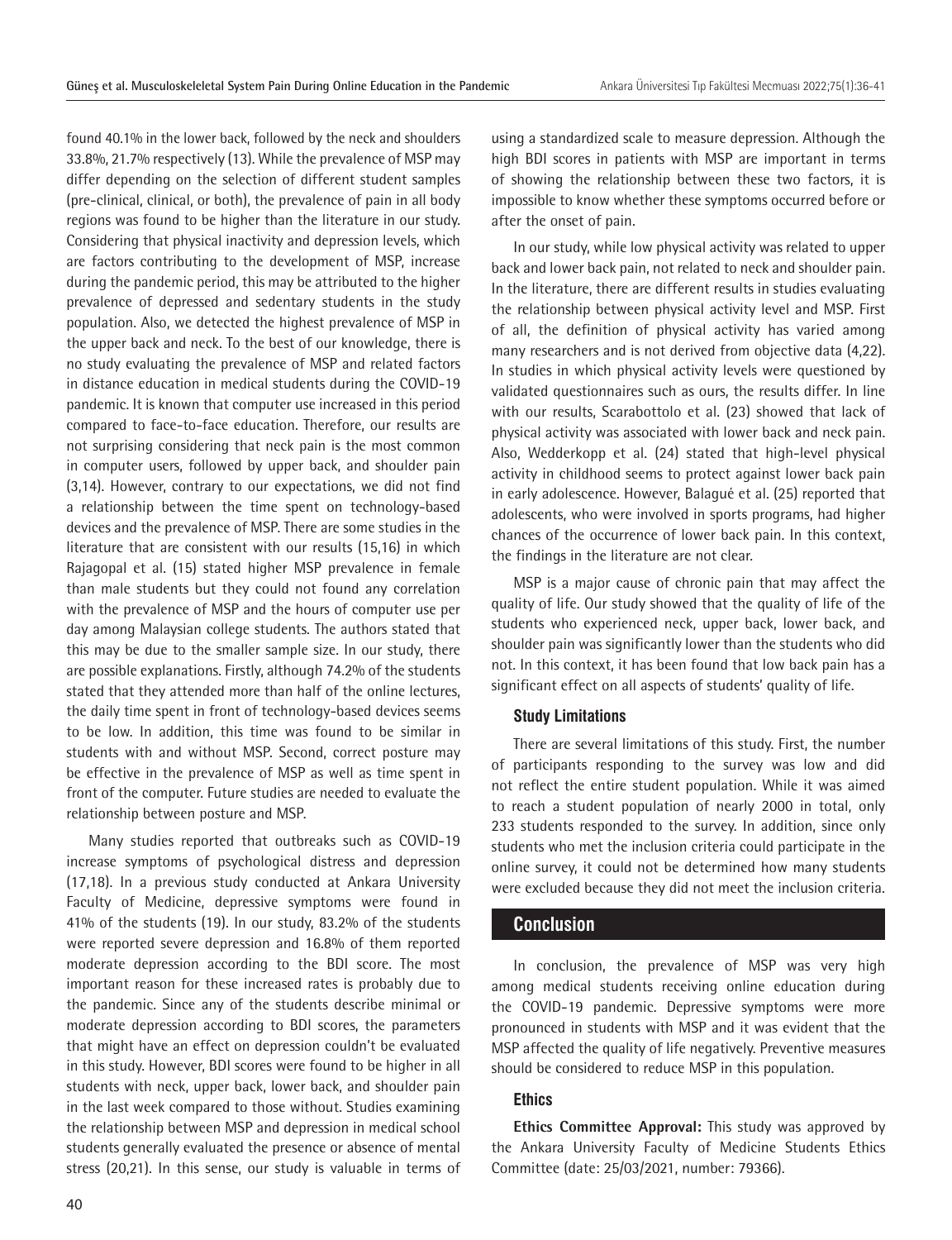found 40.1% in the lower back, followed by the neck and shoulders 33.8%, 21.7% respectively (13). While the prevalence of MSP may differ depending on the selection of different student samples (pre-clinical, clinical, or both), the prevalence of pain in all body regions was found to be higher than the literature in our study. Considering that physical inactivity and depression levels, which are factors contributing to the development of MSP, increase during the pandemic period, this may be attributed to the higher prevalence of depressed and sedentary students in the study population. Also, we detected the highest prevalence of MSP in the upper back and neck. To the best of our knowledge, there is no study evaluating the prevalence of MSP and related factors in distance education in medical students during the COVID-19 pandemic. It is known that computer use increased in this period compared to face-to-face education. Therefore, our results are not surprising considering that neck pain is the most common in computer users, followed by upper back, and shoulder pain (3,14). However, contrary to our expectations, we did not find a relationship between the time spent on technology-based devices and the prevalence of MSP. There are some studies in the literature that are consistent with our results (15,16) in which Rajagopal et al. (15) stated higher MSP prevalence in female than male students but they could not found any correlation with the prevalence of MSP and the hours of computer use per day among Malaysian college students. The authors stated that this may be due to the smaller sample size. In our study, there are possible explanations. Firstly, although 74.2% of the students stated that they attended more than half of the online lectures, the daily time spent in front of technology-based devices seems to be low. In addition, this time was found to be similar in students with and without MSP. Second, correct posture may be effective in the prevalence of MSP as well as time spent in front of the computer. Future studies are needed to evaluate the relationship between posture and MSP.

Many studies reported that outbreaks such as COVID-19 increase symptoms of psychological distress and depression (17,18). In a previous study conducted at Ankara University Faculty of Medicine, depressive symptoms were found in 41% of the students (19). In our study, 83.2% of the students were reported severe depression and 16.8% of them reported moderate depression according to the BDI score. The most important reason for these increased rates is probably due to the pandemic. Since any of the students describe minimal or moderate depression according to BDI scores, the parameters that might have an effect on depression couldn't be evaluated in this study. However, BDI scores were found to be higher in all students with neck, upper back, lower back, and shoulder pain in the last week compared to those without. Studies examining the relationship between MSP and depression in medical school students generally evaluated the presence or absence of mental stress (20,21). In this sense, our study is valuable in terms of using a standardized scale to measure depression. Although the high BDI scores in patients with MSP are important in terms of showing the relationship between these two factors, it is impossible to know whether these symptoms occurred before or after the onset of pain.

In our study, while low physical activity was related to upper back and lower back pain, not related to neck and shoulder pain. In the literature, there are different results in studies evaluating the relationship between physical activity level and MSP. First of all, the definition of physical activity has varied among many researchers and is not derived from objective data (4,22). In studies in which physical activity levels were questioned by validated questionnaires such as ours, the results differ. In line with our results, Scarabottolo et al. (23) showed that lack of physical activity was associated with lower back and neck pain. Also, Wedderkopp et al. (24) stated that high-level physical activity in childhood seems to protect against lower back pain in early adolescence. However, Balagué et al. (25) reported that adolescents, who were involved in sports programs, had higher chances of the occurrence of lower back pain. In this context, the findings in the literature are not clear.

MSP is a major cause of chronic pain that may affect the quality of life. Our study showed that the quality of life of the students who experienced neck, upper back, lower back, and shoulder pain was significantly lower than the students who did not. In this context, it has been found that low back pain has a significant effect on all aspects of students' quality of life.

### Study Limitations

There are several limitations of this study. First, the number of participants responding to the survey was low and did not reflect the entire student population. While it was aimed to reach a student population of nearly 2000 in total, only 233 students responded to the survey. In addition, since only students who met the inclusion criteria could participate in the online survey, it could not be determined how many students were excluded because they did not meet the inclusion criteria.

## Conclusion

In conclusion, the prevalence of MSP was very high among medical students receiving online education during the COVID-19 pandemic. Depressive symptoms were more pronounced in students with MSP and it was evident that the MSP affected the quality of life negatively. Preventive measures should be considered to reduce MSP in this population.

### Ethics

**Ethics Committee Approval:** This study was approved by the Ankara University Faculty of Medicine Students Ethics Committee (date: 25/03/2021, number: 79366).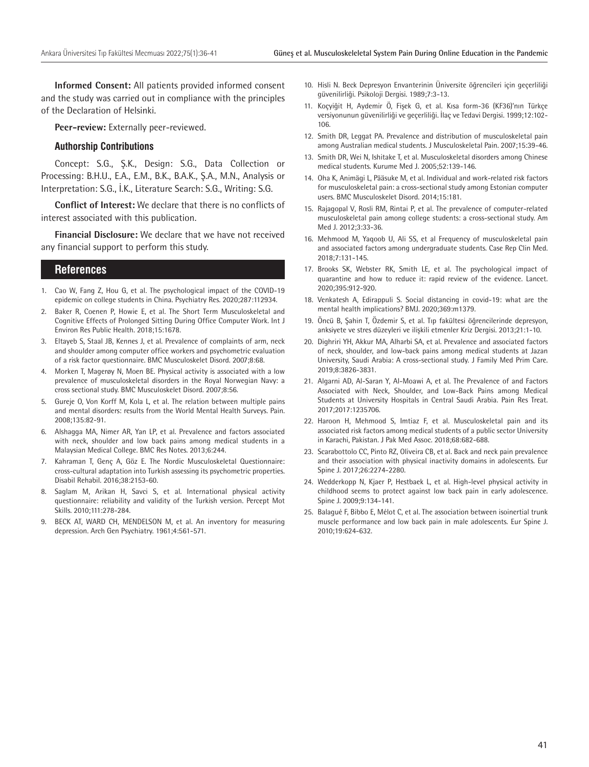**Informed Consent:** All patients provided informed consent and the study was carried out in compliance with the principles of the Declaration of Helsinki.

**Peer-review:** Externally peer-reviewed.

### Authorship Contributions

Concept: S.G., Ş.K., Design: S.G., Data Collection or Processing: B.H.U., E.A., E.M., B.K., B.A.K., Ş.A., M.N., Analysis or Interpretation: S.G., İ.K., Literature Search: S.G., Writing: S.G.

**Conflict of Interest:** We declare that there is no conflicts of interest associated with this publication.

**Financial Disclosure:** We declare that we have not received any financial support to perform this study.

## References

1. Cao W, Fang Z, Hou G, et al. The psychological impact of the COVID-19 epidemic on college students in China. Psychiatry Res. 2020;287:112934.
2. Baker R, Coenen P, Howie E, et al. The Short Term Musculoskeletal and Cognitive Effects of Prolonged Sitting During Office Computer Work. Int J Environ Res Public Health. 2018;15:1678.
3. Eltayeb S, Staal JB, Kennes J, et al. Prevalence of complaints of arm, neck and shoulder among computer office workers and psychometric evaluation of a risk factor questionnaire. BMC Musculoskelet Disord. 2007;8:68.
4. Morken T, Magerøy N, Moen BE. Physical activity is associated with a low prevalence of musculoskeletal disorders in the Royal Norwegian Navy: a cross sectional study. BMC Musculoskelet Disord. 2007;8:56.
5. Gureje O, Von Korff M, Kola L, et al. The relation between multiple pains and mental disorders: results from the World Mental Health Surveys. Pain. 2008;135:82-91.
6. Alshagga MA, Nimer AR, Yan LP, et al. Prevalence and factors associated with neck, shoulder and low back pains among medical students in a Malaysian Medical College. BMC Res Notes. 2013;6:244.
7. Kahraman T, Genç A, Göz E. The Nordic Musculoskeletal Questionnaire: cross-cultural adaptation into Turkish assessing its psychometric properties. Disabil Rehabil. 2016;38:2153-60.
8. Saglam M, Arikan H, Savci S, et al. International physical activity questionnaire: reliability and validity of the Turkish version. Percept Mot Skills. 2010;111:278-284.
9. BECK AT, WARD CH, MENDELSON M, et al. An inventory for measuring depression. Arch Gen Psychiatry. 1961;4:561-571.
10. Hisli N. Beck Depresyon Envanterinin Üniversite öğrencileri için geçerliliği güvenilirliği. Psikoloji Dergisi. 1989;7:3-13.
11. Koçyiğit H, Aydemir Ö, Fişek G, et al. Kısa form-36 (KF36)'nın Türkçe versiyonunun güvenilirliği ve geçerliliği. İlaç ve Tedavi Dergisi. 1999;12:102-106.
12. Smith DR, Leggat PA. Prevalence and distribution of musculoskeletal pain among Australian medical students. J Musculoskeletal Pain. 2007;15:39-46.
13. Smith DR, Wei N, Ishitake T, et al. Musculoskeletal disorders among Chinese medical students. Kurume Med J. 2005;52:139-146.
14. Oha K, Animägi L, Pääsuke M, et al. Individual and work-related risk factors for musculoskeletal pain: a cross-sectional study among Estonian computer users. BMC Musculoskelet Disord. 2014;15:181.
15. Rajagopal V, Rosli RM, Rintai P, et al. The prevalence of computer-related musculoskeletal pain among college students: a cross-sectional study. Am Med J. 2012;3:33-36.
16. Mehmood M, Yaqoob U, Ali SS, et al Frequency of musculoskeletal pain and associated factors among undergraduate students. Case Rep Clin Med. 2018;7:131-145.
17. Brooks SK, Webster RK, Smith LE, et al. The psychological impact of quarantine and how to reduce it: rapid review of the evidence. Lancet. 2020;395:912-920.
18. Venkatesh A, Edirappuli S. Social distancing in covid-19: what are the mental health implications? BMJ. 2020;369:m1379.
19. Öncü B, Şahin T, Özdemir S, et al. Tıp fakültesi öğrencilerinde depresyon, anksiyete ve stres düzeyleri ve ilişkili etmenler Kriz Dergisi. 2013;21:1-10.
20. Dighriri YH, Akkur MA, Alharbi SA, et al. Prevalence and associated factors of neck, shoulder, and low-back pains among medical students at Jazan University, Saudi Arabia: A cross-sectional study. J Family Med Prim Care. 2019;8:3826-3831.
21. Algarni AD, Al-Saran Y, Al-Moawi A, et al. The Prevalence of and Factors Associated with Neck, Shoulder, and Low-Back Pains among Medical Students at University Hospitals in Central Saudi Arabia. Pain Res Treat. 2017;2017:1235706.
22. Haroon H, Mehmood S, Imtiaz F, et al. Musculoskeletal pain and its associated risk factors among medical students of a public sector University in Karachi, Pakistan. J Pak Med Assoc. 2018;68:682-688.
23. Scarabottolo CC, Pinto RZ, Oliveira CB, et al. Back and neck pain prevalence and their association with physical inactivity domains in adolescents. Eur Spine J. 2017;26:2274-2280.
24. Wedderkopp N, Kjaer P, Hestbaek L, et al. High-level physical activity in childhood seems to protect against low back pain in early adolescence. Spine J. 2009;9:134-141.
25. Balagué F, Bibbo E, Mélot C, et al. The association between isoinertial trunk muscle performance and low back pain in male adolescents. Eur Spine J. 2010;19:624-632.